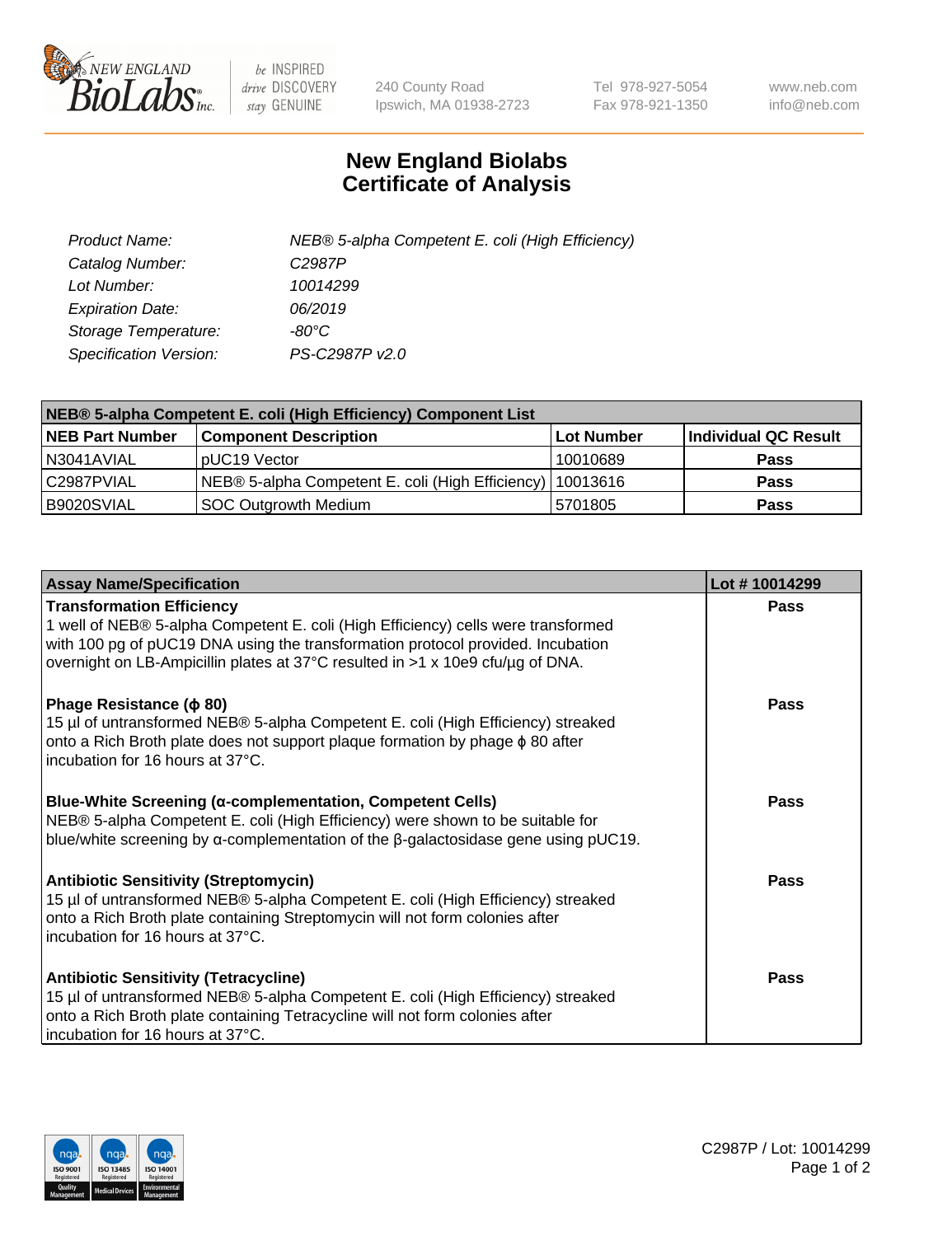New England Biolabs, Inc. — be INSPIRED drive DISCOVERY stay GENUINE

240 County Road
Ipswich, MA 01938-2723

Tel 978-927-5054
Fax 978-921-1350

www.neb.com
info@neb.com

# New England Biolabs
# Certificate of Analysis

| | |
|---|---|
| *Product Name:* | *NEB® 5-alpha Competent E. coli (High Efficiency)* |
| *Catalog Number:* | *C2987P* |
| *Lot Number:* | *10014299* |
| *Expiration Date:* | *06/2019* |
| *Storage Temperature:* | *-80°C* |
| *Specification Version:* | *PS-C2987P v2.0* |

**NEB® 5-alpha Competent E. coli (High Efficiency) Component List**

| NEB Part Number | Component Description | Lot Number | Individual QC Result |
|---|---|---|---|
| N3041AVIAL | pUC19 Vector | 10010689 | **Pass** |
| C2987PVIAL | NEB® 5-alpha Competent E. coli (High Efficiency) | 10013616 | **Pass** |
| B9020SVIAL | SOC Outgrowth Medium | 5701805 | **Pass** |

| Assay Name/Specification | Lot # 10014299 |
|---|---|
| **Transformation Efficiency**<br>1 well of NEB® 5-alpha Competent E. coli (High Efficiency) cells were transformed with 100 pg of pUC19 DNA using the transformation protocol provided. Incubation overnight on LB-Ampicillin plates at 37°C resulted in >1 x 10e9 cfu/µg of DNA. | **Pass** |
| **Phage Resistance (ϕ 80)**<br>15 µl of untransformed NEB® 5-alpha Competent E. coli (High Efficiency) streaked onto a Rich Broth plate does not support plaque formation by phage ϕ 80 after incubation for 16 hours at 37°C. | **Pass** |
| **Blue-White Screening (α-complementation, Competent Cells)**<br>NEB® 5-alpha Competent E. coli (High Efficiency) were shown to be suitable for blue/white screening by α-complementation of the β-galactosidase gene using pUC19. | **Pass** |
| **Antibiotic Sensitivity (Streptomycin)**<br>15 µl of untransformed NEB® 5-alpha Competent E. coli (High Efficiency) streaked onto a Rich Broth plate containing Streptomycin will not form colonies after incubation for 16 hours at 37°C. | **Pass** |
| **Antibiotic Sensitivity (Tetracycline)**<br>15 µl of untransformed NEB® 5-alpha Competent E. coli (High Efficiency) streaked onto a Rich Broth plate containing Tetracycline will not form colonies after incubation for 16 hours at 37°C. | **Pass** |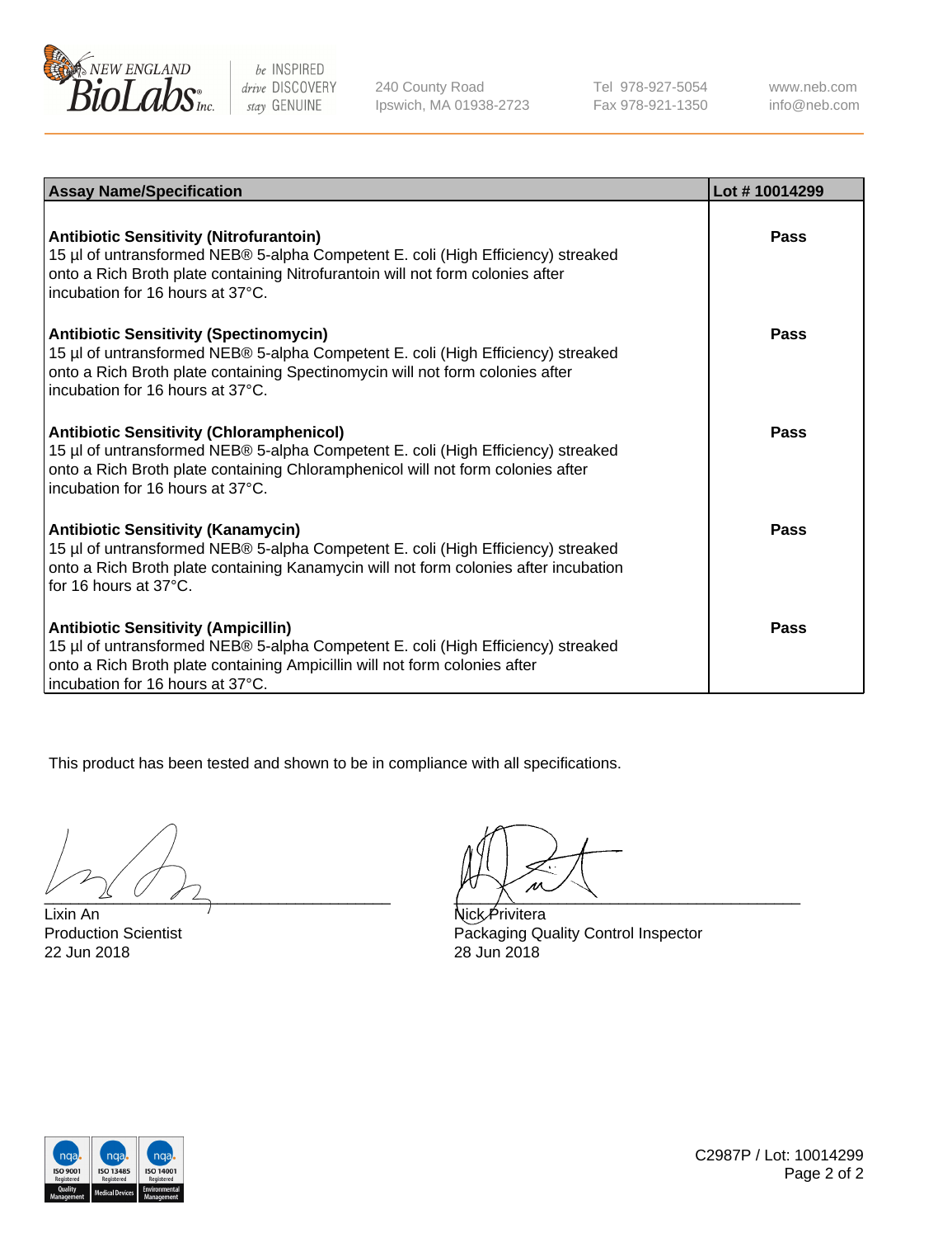| Assay Name/Specification | Lot # 10014299 |
|---|---|
| **Antibiotic Sensitivity (Nitrofurantoin)**<br>15 µl of untransformed NEB® 5-alpha Competent E. coli (High Efficiency) streaked onto a Rich Broth plate containing Nitrofurantoin will not form colonies after incubation for 16 hours at 37°C. | **Pass** |
| **Antibiotic Sensitivity (Spectinomycin)**<br>15 µl of untransformed NEB® 5-alpha Competent E. coli (High Efficiency) streaked onto a Rich Broth plate containing Spectinomycin will not form colonies after incubation for 16 hours at 37°C. | **Pass** |
| **Antibiotic Sensitivity (Chloramphenicol)**<br>15 µl of untransformed NEB® 5-alpha Competent E. coli (High Efficiency) streaked onto a Rich Broth plate containing Chloramphenicol will not form colonies after incubation for 16 hours at 37°C. | **Pass** |
| **Antibiotic Sensitivity (Kanamycin)**<br>15 µl of untransformed NEB® 5-alpha Competent E. coli (High Efficiency) streaked onto a Rich Broth plate containing Kanamycin will not form colonies after incubation for 16 hours at 37°C. | **Pass** |
| **Antibiotic Sensitivity (Ampicillin)**<br>15 µl of untransformed NEB® 5-alpha Competent E. coli (High Efficiency) streaked onto a Rich Broth plate containing Ampicillin will not form colonies after incubation for 16 hours at 37°C. | **Pass** |

This product has been tested and shown to be in compliance with all specifications.

Lixin An
Production Scientist
22 Jun 2018

Nick Privitera
Packaging Quality Control Inspector
28 Jun 2018

C2987P / Lot: 10014299